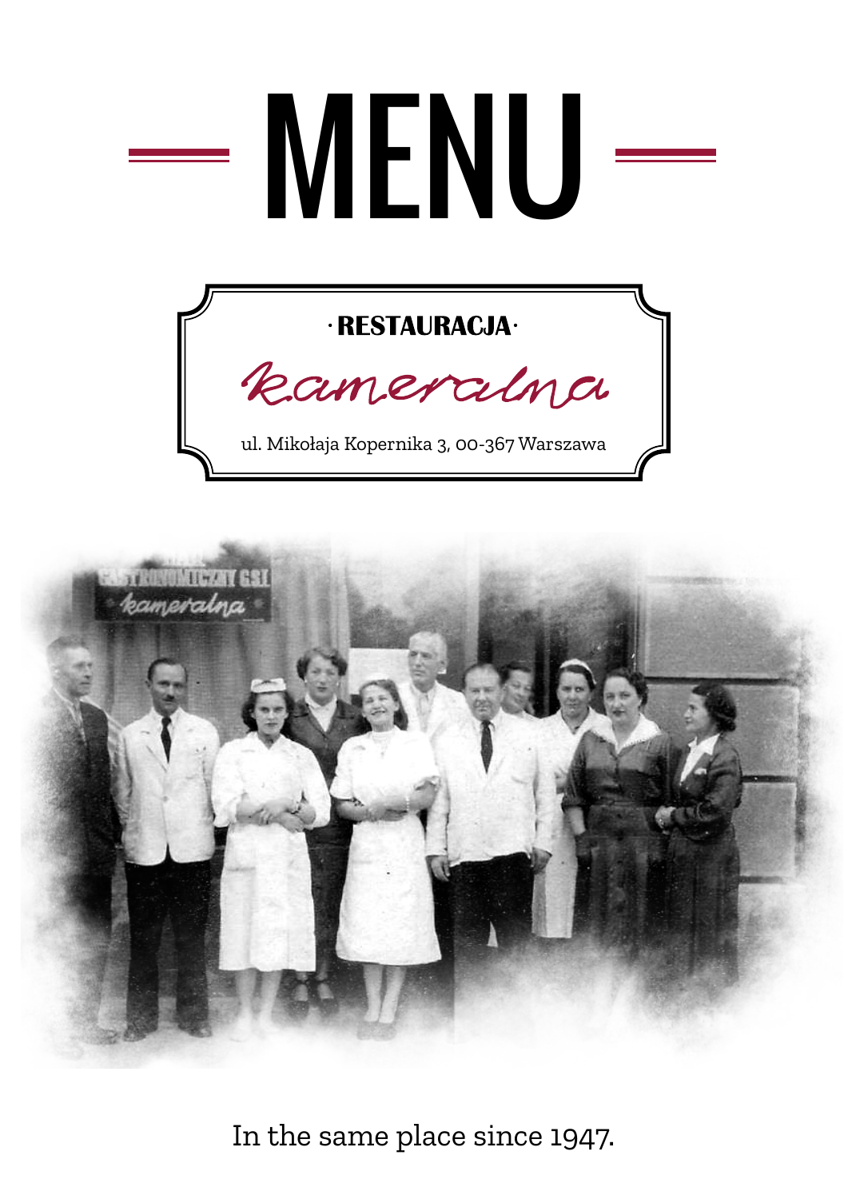# MENU

· RESTAURACJA ·

## kameralna

ul. Mikołaja Kopernika 3, 00-367 Warszawa

In the same place since 1947.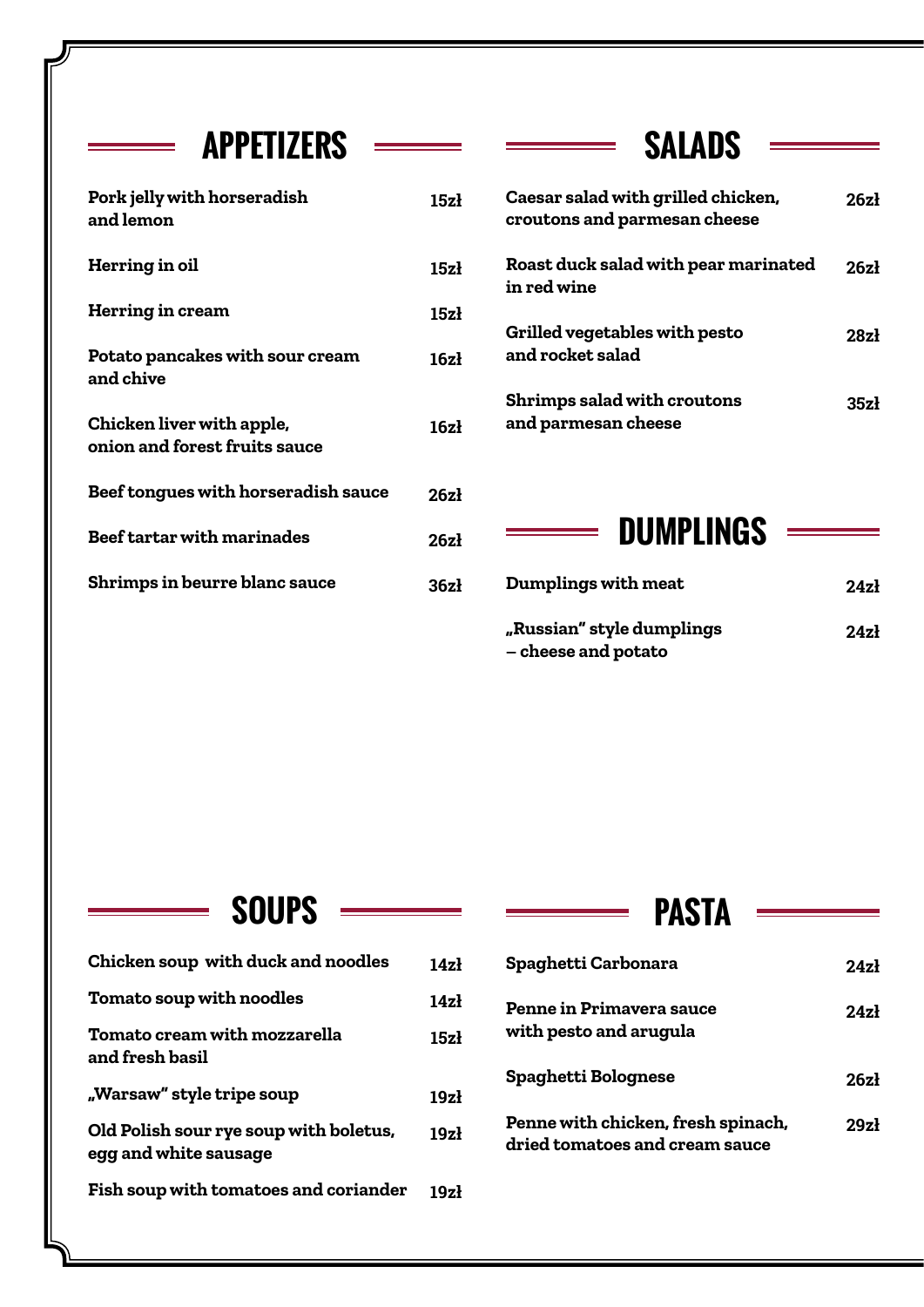## APPETIZERS

| Dish | Price |
|---|---|
| **Pork jelly with horseradish and lemon** | 15zł |
| **Herring in oil** | 15zł |
| **Herring in cream** | 15zł |
| **Potato pancakes with sour cream and chive** | 16zł |
| **Chicken liver with apple, onion and forest fruits sauce** | 16zł |
| **Beef tongues with horseradish sauce** | 26zł |
| **Beef tartar with marinades** | 26zł |
| **Shrimps in beurre blanc sauce** | 36zł |

## SALADS

| Dish | Price |
|---|---|
| **Caesar salad with grilled chicken, croutons and parmesan cheese** | 26zł |
| **Roast duck salad with pear marinated in red wine** | 26zł |
| **Grilled vegetables with pesto and rocket salad** | 28zł |
| **Shrimps salad with croutons and parmesan cheese** | 35zł |

## DUMPLINGS

| Dish | Price |
|---|---|
| **Dumplings with meat** | 24zł |
| **„Russian" style dumplings – cheese and potato** | 24zł |

## SOUPS

| Dish | Price |
|---|---|
| **Chicken soup with duck and noodles** | 14zł |
| **Tomato soup with noodles** | 14zł |
| **Tomato cream with mozzarella and fresh basil** | 15zł |
| **„Warsaw" style tripe soup** | 19zł |
| **Old Polish sour rye soup with boletus, egg and white sausage** | 19zł |
| **Fish soup with tomatoes and coriander** | 19zł |

## PASTA

| Dish | Price |
|---|---|
| **Spaghetti Carbonara** | 24zł |
| **Penne in Primavera sauce with pesto and arugula** | 24zł |
| **Spaghetti Bolognese** | 26zł |
| **Penne with chicken, fresh spinach, dried tomatoes and cream sauce** | 29zł |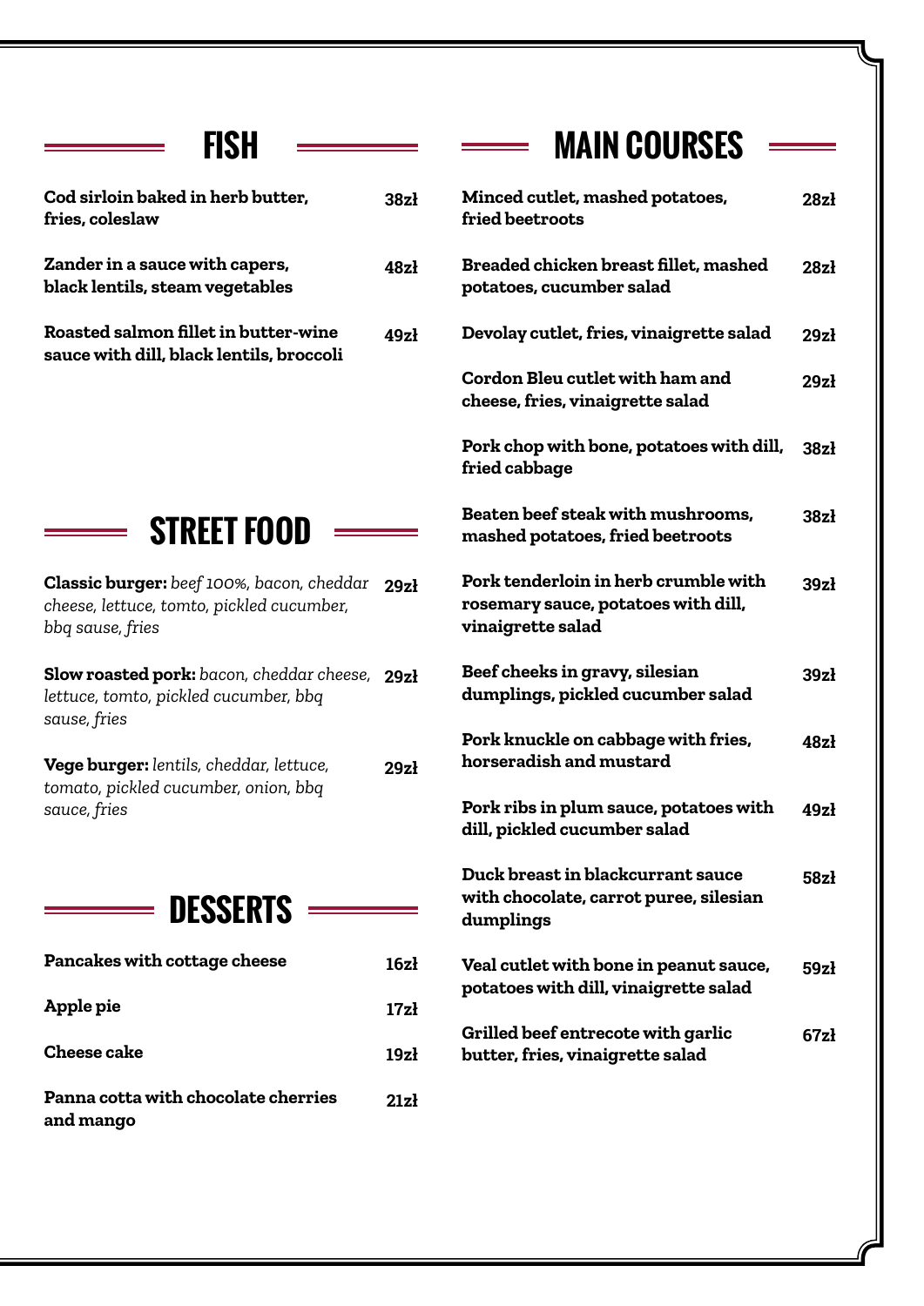## FISH

**Cod sirloin baked in herb butter, fries, coleslaw** — **38zł**

**Zander in a sauce with capers, black lentils, steam vegetables** — **48zł**

**Roasted salmon fillet in butter-wine sauce with dill, black lentils, broccoli** — **49zł**

## STREET FOOD

**Classic burger:** *beef 100%, bacon, cheddar cheese, lettuce, tomto, pickled cucumber, bbq sause, fries* — **29zł**

**Slow roasted pork:** *bacon, cheddar cheese, lettuce, tomto, pickled cucumber, bbq sause, fries* — **29zł**

**Vege burger:** *lentils, cheddar, lettuce, tomato, pickled cucumber, onion, bbq sauce, fries* — **29zł**

## DESSERTS

**Pancakes with cottage cheese** — **16zł**

**Apple pie** — **17zł**

**Cheese cake** — **19zł**

**Panna cotta with chocolate cherries and mango** — **21zł**

## MAIN COURSES

**Minced cutlet, mashed potatoes, fried beetroots** — **28zł**

**Breaded chicken breast fillet, mashed potatoes, cucumber salad** — **28zł**

**Devolay cutlet, fries, vinaigrette salad** — **29zł**

**Cordon Bleu cutlet with ham and cheese, fries, vinaigrette salad** — **29zł**

**Pork chop with bone, potatoes with dill, fried cabbage** — **38zł**

**Beaten beef steak with mushrooms, mashed potatoes, fried beetroots** — **38zł**

**Pork tenderloin in herb crumble with rosemary sauce, potatoes with dill, vinaigrette salad** — **39zł**

**Beef cheeks in gravy, silesian dumplings, pickled cucumber salad** — **39zł**

**Pork knuckle on cabbage with fries, horseradish and mustard** — **48zł**

**Pork ribs in plum sauce, potatoes with dill, pickled cucumber salad** — **49zł**

**Duck breast in blackcurrant sauce with chocolate, carrot puree, silesian dumplings** — **58zł**

**Veal cutlet with bone in peanut sauce, potatoes with dill, vinaigrette salad** — **59zł**

**Grilled beef entrecote with garlic butter, fries, vinaigrette salad** — **67zł**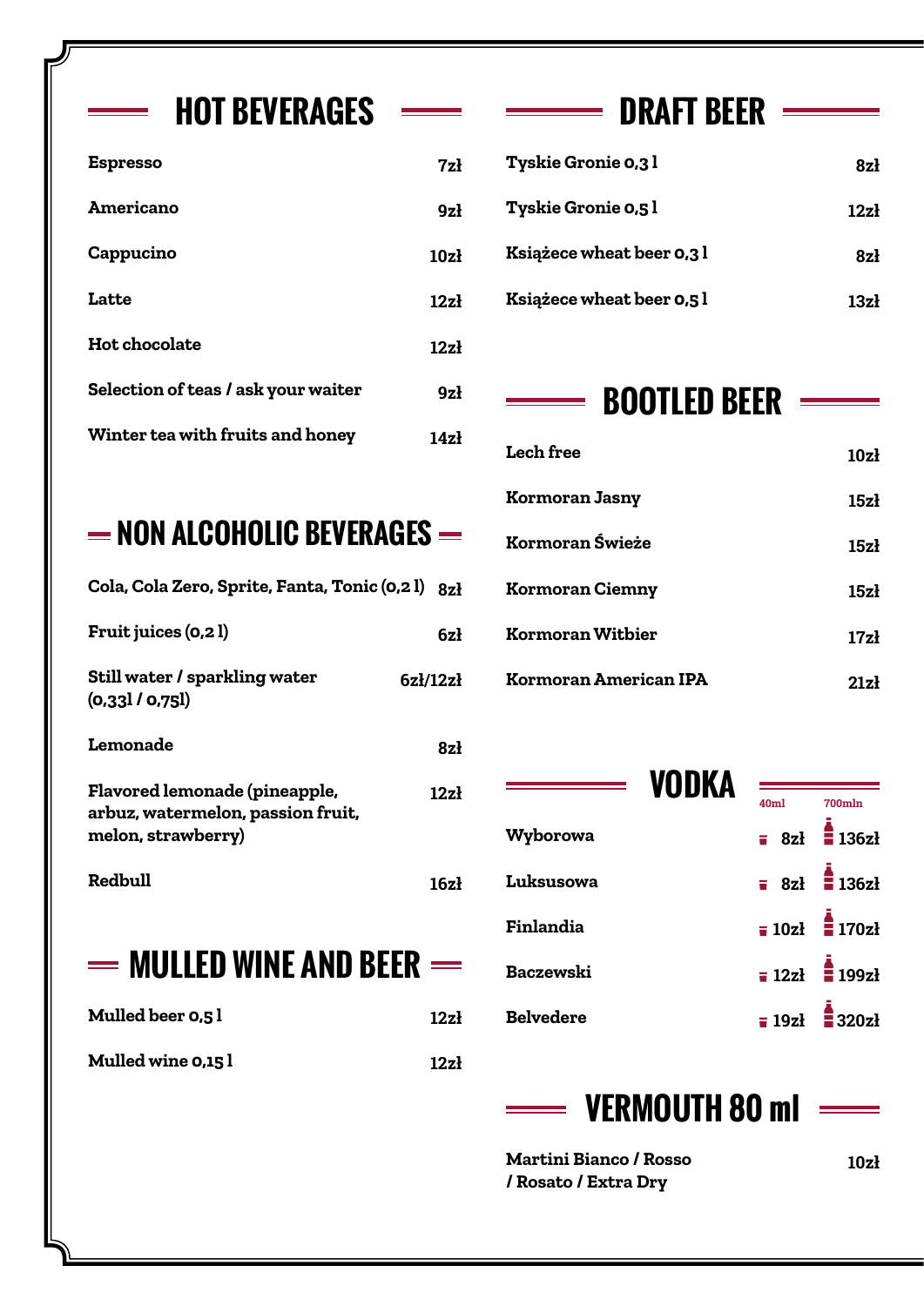## HOT BEVERAGES

| Item | Price |
|---|---|
| Espresso | 7zł |
| Americano | 9zł |
| Cappucino | 10zł |
| Latte | 12zł |
| Hot chocolate | 12zł |
| Selection of teas / ask your waiter | 9zł |
| Winter tea with fruits and honey | 14zł |

## NON ALCOHOLIC BEVERAGES

| Item | Price |
|---|---|
| Cola, Cola Zero, Sprite, Fanta, Tonic (0,2 l) | 8zł |
| Fruit juices (0,2 l) | 6zł |
| Still water / sparkling water (0,33l / 0,75l) | 6zł/12zł |
| Lemonade | 8zł |
| Flavored lemonade (pineapple, arbuz, watermelon, passion fruit, melon, strawberry) | 12zł |
| Redbull | 16zł |

## MULLED WINE AND BEER

| Item | Price |
|---|---|
| Mulled beer 0,5 l | 12zł |
| Mulled wine 0,15 l | 12zł |

## DRAFT BEER

| Item | Price |
|---|---|
| Tyskie Gronie 0,3 l | 8zł |
| Tyskie Gronie 0,5 l | 12zł |
| Książece wheat beer 0,3 l | 8zł |
| Książece wheat beer 0,5 l | 13zł |

## BOOTLED BEER

| Item | Price |
|---|---|
| Lech free | 10zł |
| Kormoran Jasny | 15zł |
| Kormoran Świeże | 15zł |
| Kormoran Ciemny | 15zł |
| Kormoran Witbier | 17zł |
| Kormoran American IPA | 21zł |

## VODKA

| Item | 40ml | 700mln |
|---|---|---|
| Wyborowa | 8zł | 136zł |
| Luksusowa | 8zł | 136zł |
| Finlandia | 10zł | 170zł |
| Baczewski | 12zł | 199zł |
| Belvedere | 19zł | 320zł |

## VERMOUTH 80 ml

| Item | Price |
|---|---|
| Martini Bianco / Rosso / Rosato / Extra Dry | 10zł |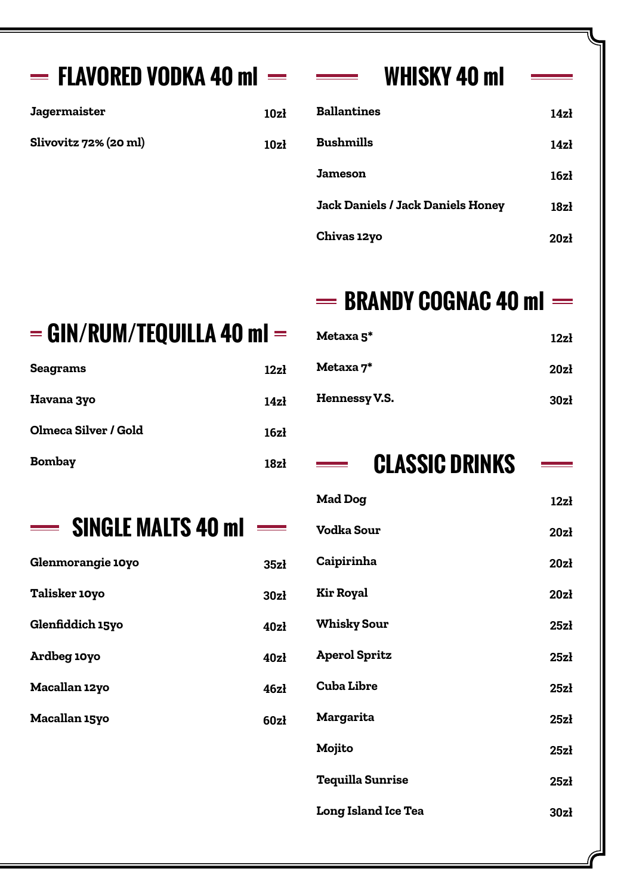## FLAVORED VODKA 40 ml

| | |
|---|---|
| **Jagermaister** | **10zł** |
| **Slivovitz 72% (20 ml)** | **10zł** |

## GIN/RUM/TEQUILLA 40 ml

| | |
|---|---|
| **Seagrams** | **12zł** |
| **Havana 3yo** | **14zł** |
| **Olmeca Silver / Gold** | **16zł** |
| **Bombay** | **18zł** |

## SINGLE MALTS 40 ml

| | |
|---|---|
| **Glenmorangie 10yo** | **35zł** |
| **Talisker 10yo** | **30zł** |
| **Glenfiddich 15yo** | **40zł** |
| **Ardbeg 10yo** | **40zł** |
| **Macallan 12yo** | **46zł** |
| **Macallan 15yo** | **60zł** |

## WHISKY 40 ml

| | |
|---|---|
| **Ballantines** | **14zł** |
| **Bushmills** | **14zł** |
| **Jameson** | **16zł** |
| **Jack Daniels / Jack Daniels Honey** | **18zł** |
| **Chivas 12yo** | **20zł** |

## BRANDY COGNAC 40 ml

| | |
|---|---|
| **Metaxa 5*** | **12zł** |
| **Metaxa 7*** | **20zł** |
| **Hennessy V.S.** | **30zł** |

## CLASSIC DRINKS

| | |
|---|---|
| **Mad Dog** | **12zł** |
| **Vodka Sour** | **20zł** |
| **Caipirinha** | **20zł** |
| **Kir Royal** | **20zł** |
| **Whisky Sour** | **25zł** |
| **Aperol Spritz** | **25zł** |
| **Cuba Libre** | **25zł** |
| **Margarita** | **25zł** |
| **Mojito** | **25zł** |
| **Tequilla Sunrise** | **25zł** |
| **Long Island Ice Tea** | **30zł** |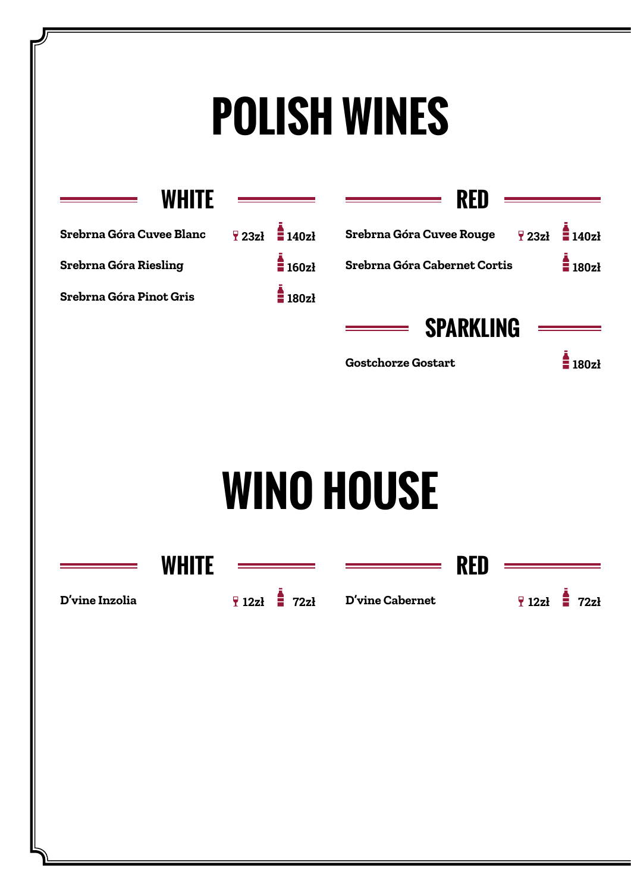# POLISH WINES

## WHITE

| Wine | Glass | Bottle |
|---|---|---|
| Srebrna Góra Cuvee Blanc | 23zł | 140zł |
| Srebrna Góra Riesling | | 160zł |
| Srebrna Góra Pinot Gris | | 180zł |

## RED

| Wine | Glass | Bottle |
|---|---|---|
| Srebrna Góra Cuvee Rouge | 23zł | 140zł |
| Srebrna Góra Cabernet Cortis | | 180zł |

## SPARKLING

| Wine | Glass | Bottle |
|---|---|---|
| Gostchorze Gostart | | 180zł |

# WINO HOUSE

## WHITE

| Wine | Glass | Bottle |
|---|---|---|
| D'vine Inzolia | 12zł | 72zł |

## RED

| Wine | Glass | Bottle |
|---|---|---|
| D'vine Cabernet | 12zł | 72zł |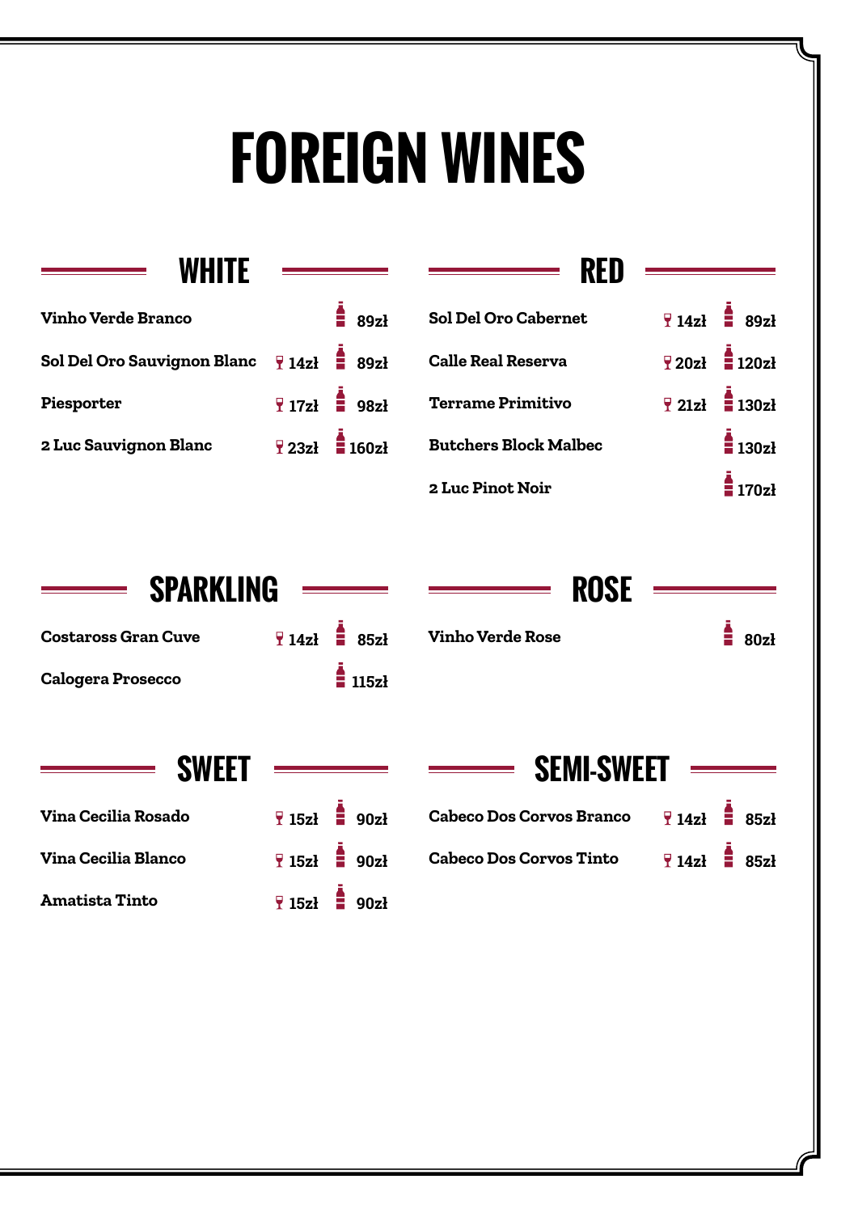# FOREIGN WINES

## WHITE

| Wine | Glass | Bottle |
|---|---|---|
| Vinho Verde Branco | | 89zł |
| Sol Del Oro Sauvignon Blanc | 14zł | 89zł |
| Piesporter | 17zł | 98zł |
| 2 Luc Sauvignon Blanc | 23zł | 160zł |

## RED

| Wine | Glass | Bottle |
|---|---|---|
| Sol Del Oro Cabernet | 14zł | 89zł |
| Calle Real Reserva | 20zł | 120zł |
| Terrame Primitivo | 21zł | 130zł |
| Butchers Block Malbec | | 130zł |
| 2 Luc Pinot Noir | | 170zł |

## SPARKLING

| Wine | Glass | Bottle |
|---|---|---|
| Costaross Gran Cuve | 14zł | 85zł |
| Calogera Prosecco | | 115zł |

## ROSE

| Wine | Glass | Bottle |
|---|---|---|
| Vinho Verde Rose | | 80zł |

## SWEET

| Wine | Glass | Bottle |
|---|---|---|
| Vina Cecilia Rosado | 15zł | 90zł |
| Vina Cecilia Blanco | 15zł | 90zł |
| Amatista Tinto | 15zł | 90zł |

## SEMI-SWEET

| Wine | Glass | Bottle |
|---|---|---|
| Cabeco Dos Corvos Branco | 14zł | 85zł |
| Cabeco Dos Corvos Tinto | 14zł | 85zł |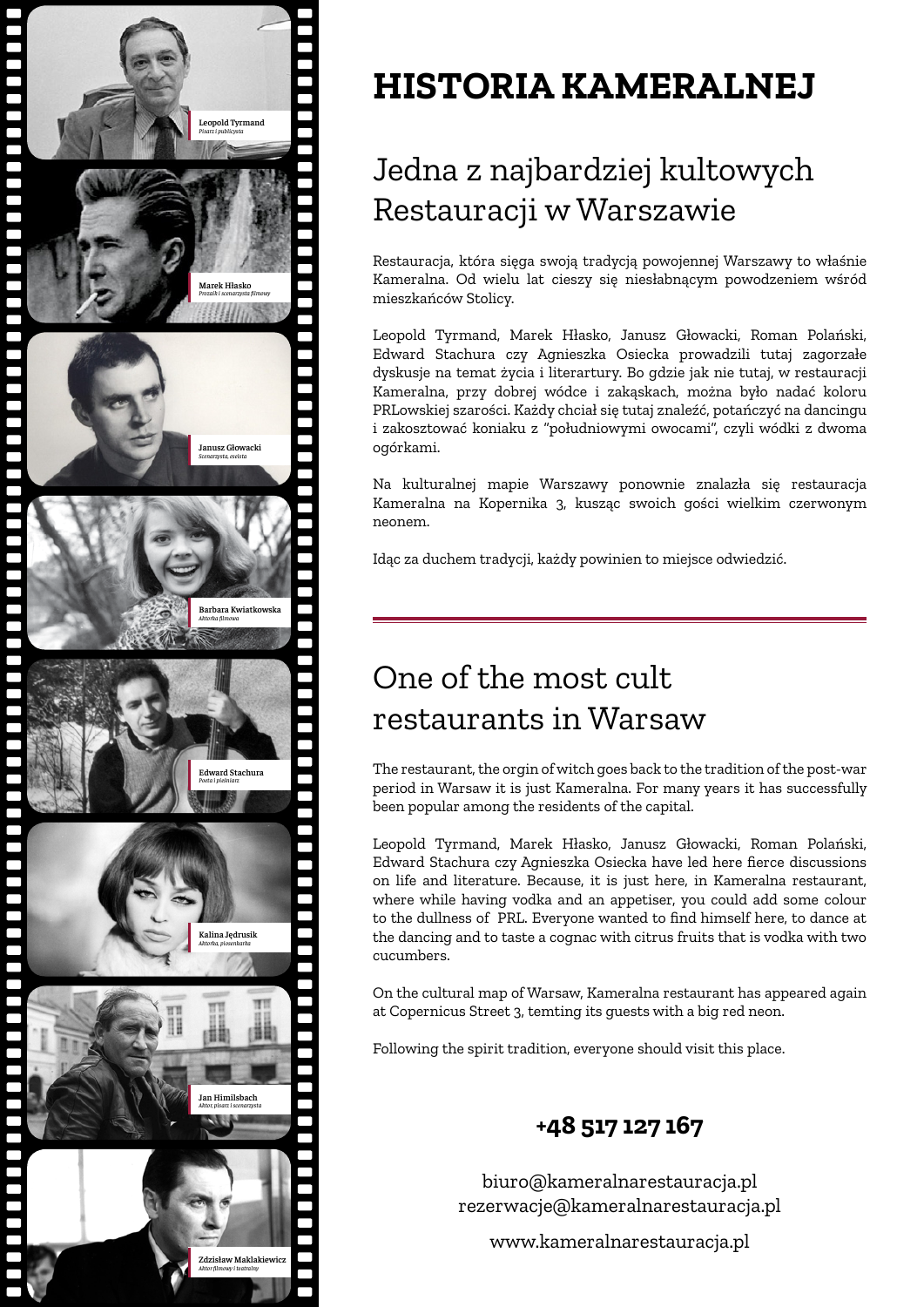Leopold Tyrmand
*Pisarz i publicysta*

Marek Hłasko
*Prozaik i scenarzysta filmowy*

Janusz Głowacki
*Scenarzysta, eseista*

Barbara Kwiatkowska
*Aktorka filmowa*

Edward Stachura
*Poeta i pieśniarz*

Kalina Jędrusik
*Aktorka, piosenkarka*

Jan Himilsbach
*Aktor, pisarz i scenarzysta*

Zdzisław Maklakiewicz
*Aktor filmowy i teatralny*

# HISTORIA KAMERALNEJ

## Jedna z najbardziej kultowych Restauracji w Warszawie

Restauracja, która sięga swoją tradycją powojennej Warszawy to właśnie Kameralna. Od wielu lat cieszy się niesłabnącym powodzeniem wśród mieszkańców Stolicy.

Leopold Tyrmand, Marek Hłasko, Janusz Głowacki, Roman Polański, Edward Stachura czy Agnieszka Osiecka prowadzili tutaj zagorzałe dyskusje na temat życia i literartury. Bo gdzie jak nie tutaj, w restauracji Kameralna, przy dobrej wódce i zakąskach, można było nadać koloru PRLowskiej szarości. Każdy chciał się tutaj znaleźć, potańczyć na dancingu i zakosztować koniaku z "południowymi owocami", czyli wódki z dwoma ogórkami.

Na kulturalnej mapie Warszawy ponownie znalazła się restauracja Kameralna na Kopernika 3, kusząc swoich gości wielkim czerwonym neonem.

Idąc za duchem tradycji, każdy powinien to miejsce odwiedzić.

---

## One of the most cult restaurants in Warsaw

The restaurant, the orgin of witch goes back to the tradition of the post-war period in Warsaw it is just Kameralna. For many years it has successfully been popular among the residents of the capital.

Leopold Tyrmand, Marek Hłasko, Janusz Głowacki, Roman Polański, Edward Stachura czy Agnieszka Osiecka have led here fierce discussions on life and literature. Because, it is just here, in Kameralna restaurant, where while having vodka and an appetiser, you could add some colour to the dullness of PRL. Everyone wanted to find himself here, to dance at the dancing and to taste a cognac with citrus fruits that is vodka with two cucumbers.

On the cultural map of Warsaw, Kameralna restaurant has appeared again at Copernicus Street 3, temting its guests with a big red neon.

Following the spirit tradition, everyone should visit this place.

**+48 517 127 167**

biuro@kameralnarestauracja.pl
rezerwacje@kameralnarestauracja.pl

www.kameralnarestauracja.pl